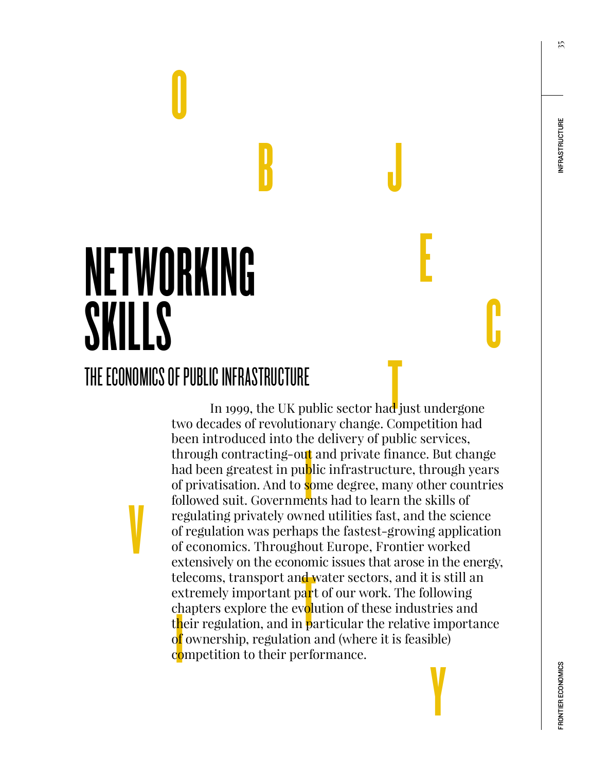# NETWORKING SKILLS

## THE ECONOMICS OF PUBLIC INFRASTRUCTURE

In 1999, the UK public sector had just undergone two decades of revolutionary change. Competition had been introduced into the delivery of public services, through contracting-out and private finance. But change had been greatest in public infrastructure, through years of privatisation. And to some degree, many other countries followed suit. Governments had to learn the skills of regulating privately owned utilities fast, and the science of regulation was perhaps the fastest-growing application of economics. Throughout Europe, Frontier worked extensively on the economic issues that arose in the energy, telecoms, transport and water sectors, and it is still an extremely important part of our work. The following chapters explore the evolution of these industries and their regulation, and in particular the relative importance of ownership, regulation and (where it is feasible) competition to their performance.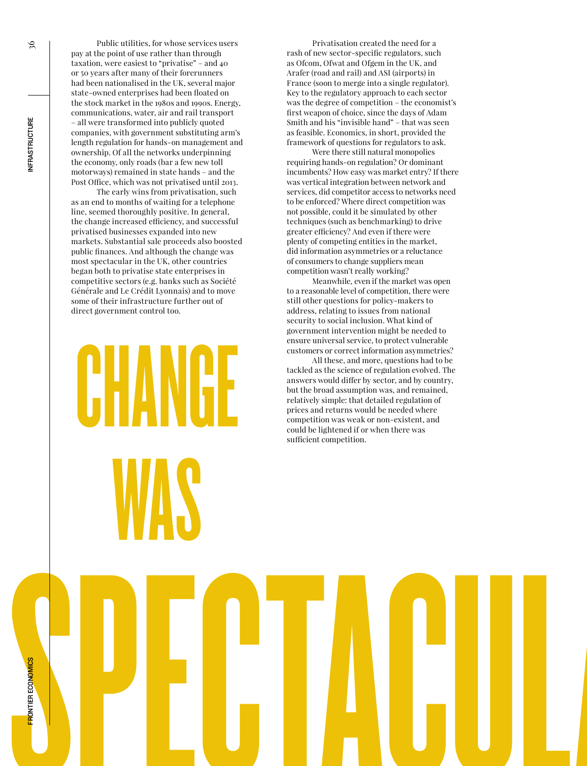Public utilities, for whose services users pay at the point of use rather than through taxation, were easiest to "privatise" – and 40 or 50 years after many of their forerunners had been nationalised in the UK, several major state-owned enterprises had been floated on the stock market in the 1980s and 1990s. Energy, communications, water, air and rail transport – all were transformed into publicly quoted companies, with government substituting arm's length regulation for hands-on management and ownership. Of all the networks underpinning the economy, only roads (bar a few new toll motorways) remained in state hands – and the Post Office, which was not privatised until 2013.

The early wins from privatisation, such as an end to months of waiting for a telephone line, seemed thoroughly positive. In general, the change increased efficiency, and successful privatised businesses expanded into new markets. Substantial sale proceeds also boosted public finances. And although the change was most spectacular in the UK, other countries began both to privatise state enterprises in competitive sectors (e.g. banks such as Société Générale and Le Crédit Lyonnais) and to move some of their infrastructure further out of direct government control too.

# CHANGE WAS SPECTACULAR

Privatisation created the need for a rash of new sector-specific regulators, such as Ofcom, Ofwat and Ofgem in the UK, and Arafer (road and rail) and ASI (airports) in France (soon to merge into a single regulator). Key to the regulatory approach to each sector was the degree of competition – the economist's first weapon of choice, since the days of Adam Smith and his "invisible hand" – that was seen as feasible. Economics, in short, provided the framework of questions for regulators to ask.

Were there still natural monopolies requiring hands-on regulation? Or dominant incumbents? How easy was market entry? If there was vertical integration between network and services, did competitor access to networks need to be enforced? Where direct competition was not possible, could it be simulated by other techniques (such as benchmarking) to drive greater efficiency? And even if there were plenty of competing entities in the market, did information asymmetries or a reluctance of consumers to change suppliers mean competition wasn't really working?

Meanwhile, even if the market was open to a reasonable level of competition, there were still other questions for policy-makers to address, relating to issues from national security to social inclusion. What kind of government intervention might be needed to ensure universal service, to protect vulnerable customers or correct information asymmetries?

All these, and more, questions had to be tackled as the science of regulation evolved. The answers would differ by sector, and by country, but the broad assumption was, and remained, relatively simple: that detailed regulation of prices and returns would be needed where competition was weak or non-existent, and could be lightened if or when there was sufficient competition.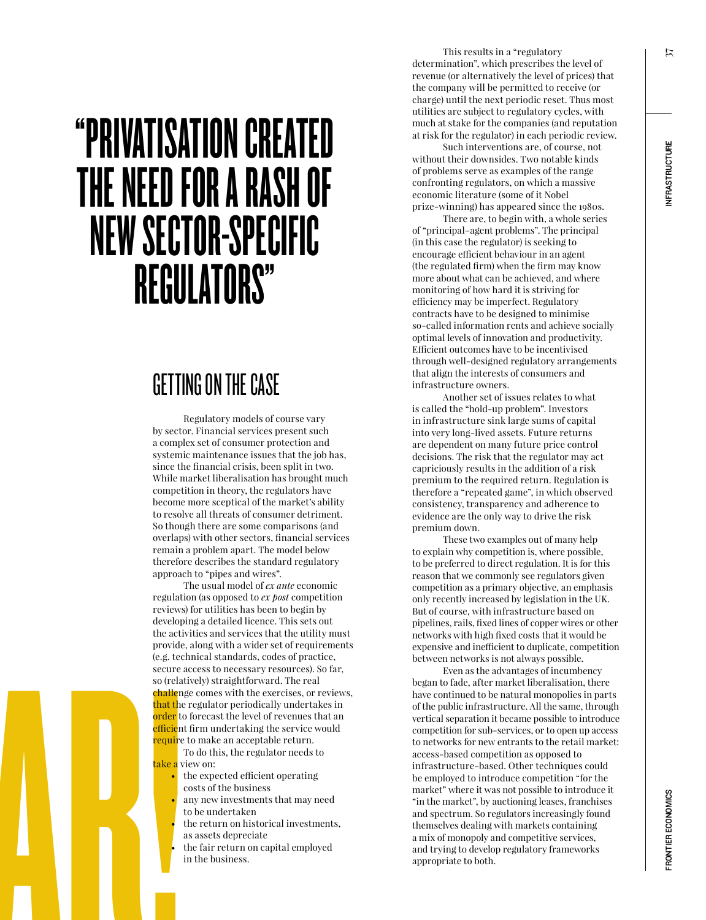# "PRIVATISATION CREATED THE NEED FOR A RASH OF NEW SECTOR-SPECIFIC REGULATORS"

## GETTING ON THE CASE

Regulatory models of course vary by sector. Financial services present such a complex set of consumer protection and systemic maintenance issues that the job has, since the financial crisis, been split in two. While market liberalisation has brought much competition in theory, the regulators have become more sceptical of the market's ability to resolve all threats of consumer detriment. So though there are some comparisons (and overlaps) with other sectors, financial services remain a problem apart. The model below therefore describes the standard regulatory approach to "pipes and wires".

The usual model of *ex ante* economic regulation (as opposed to *ex post* competition reviews) for utilities has been to begin by developing a detailed licence. This sets out the activities and services that the utility must provide, along with a wider set of requirements (e.g. technical standards, codes of practice, secure access to necessary resources). So far, so (relatively) straightforward. The real challenge comes with the exercises, or reviews, that the regulator periodically undertakes in order to forecast the level of revenues that an efficient firm undertaking the service would require to make an acceptable return.

To do this, the regulator needs to take a view on:

- the expected efficient operating costs of the business
- any new investments that may need to be undertaken
- the return on historical investments, as assets depreciate
- the fair return on capital employed in the business.

This results in a "regulatory determination", which prescribes the level of revenue (or alternatively the level of prices) that the company will be permitted to receive (or charge) until the next periodic reset. Thus most utilities are subject to regulatory cycles, with much at stake for the companies (and reputation at risk for the regulator) in each periodic review.

Such interventions are, of course, not without their downsides. Two notable kinds of problems serve as examples of the range confronting regulators, on which a massive economic literature (some of it Nobel prize-winning) has appeared since the 1980s.

There are, to begin with, a whole series of "principal–agent problems". The principal (in this case the regulator) is seeking to encourage efficient behaviour in an agent (the regulated firm) when the firm may know more about what can be achieved, and where monitoring of how hard it is striving for efficiency may be imperfect. Regulatory contracts have to be designed to minimise so-called information rents and achieve socially optimal levels of innovation and productivity. Efficient outcomes have to be incentivised through well-designed regulatory arrangements that align the interests of consumers and infrastructure owners.

Another set of issues relates to what is called the "hold-up problem". Investors in infrastructure sink large sums of capital into very long-lived assets. Future returns are dependent on many future price control decisions. The risk that the regulator may act capriciously results in the addition of a risk premium to the required return. Regulation is therefore a "repeated game", in which observed consistency, transparency and adherence to evidence are the only way to drive the risk premium down.

These two examples out of many help to explain why competition is, where possible, to be preferred to direct regulation. It is for this reason that we commonly see regulators given competition as a primary objective, an emphasis only recently increased by legislation in the UK. But of course, with infrastructure based on pipelines, rails, fixed lines of copper wires or other networks with high fixed costs that it would be expensive and inefficient to duplicate, competition between networks is not always possible.

Even as the advantages of incumbency began to fade, after market liberalisation, there have continued to be natural monopolies in parts of the public infrastructure. All the same, through vertical separation it became possible to introduce competition for sub-services, or to open up access to networks for new entrants to the retail market: access-based competition as opposed to infrastructure-based. Other techniques could be employed to introduce competition "for the market" where it was not possible to introduce it "in the market", by auctioning leases, franchises and spectrum. So regulators increasingly found themselves dealing with markets containing a mix of monopoly and competitive services, and trying to develop regulatory frameworks appropriate to both.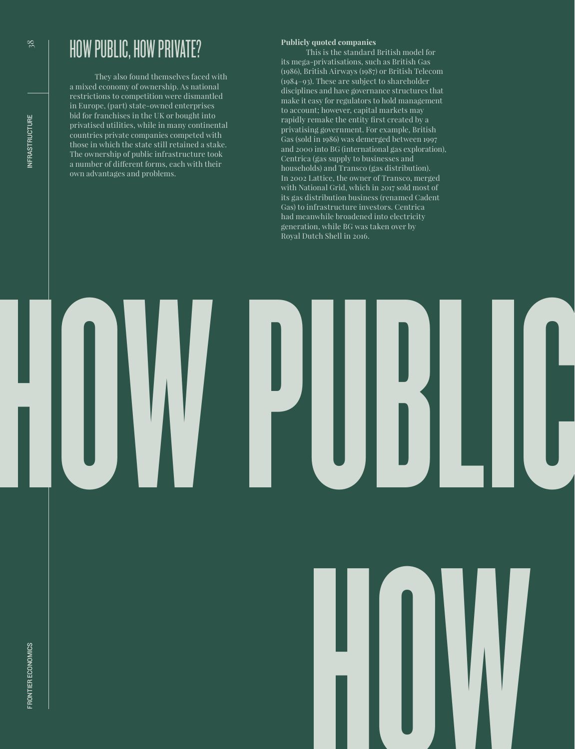## HOW PUBLIC, HOW PRIVATE?

They also found themselves faced with a mixed economy of ownership. As national restrictions to competition were dismantled in Europe, (part) state-owned enterprises bid for franchises in the UK or bought into privatised utilities, while in many continental countries private companies competed with those in which the state still retained a stake. The ownership of public infrastructure took a number of different forms, each with their own advantages and problems.

**Publicly quoted companies**

This is the standard British model for its mega-privatisations, such as British Gas (1986), British Airways (1987) or British Telecom (1984–93). These are subject to shareholder disciplines and have governance structures that make it easy for regulators to hold management to account; however, capital markets may rapidly remake the entity first created by a privatising government. For example, British Gas (sold in 1986) was demerged between 1997 and 2000 into BG (international gas exploration), Centrica (gas supply to businesses and households) and Transco (gas distribution). In 2002 Lattice, the owner of Transco, merged with National Grid, which in 2017 sold most of its gas distribution business (renamed Cadent Gas) to infrastructure investors. Centrica had meanwhile broadened into electricity generation, while BG was taken over by Royal Dutch Shell in 2016.

HOW PUBLIC

HOW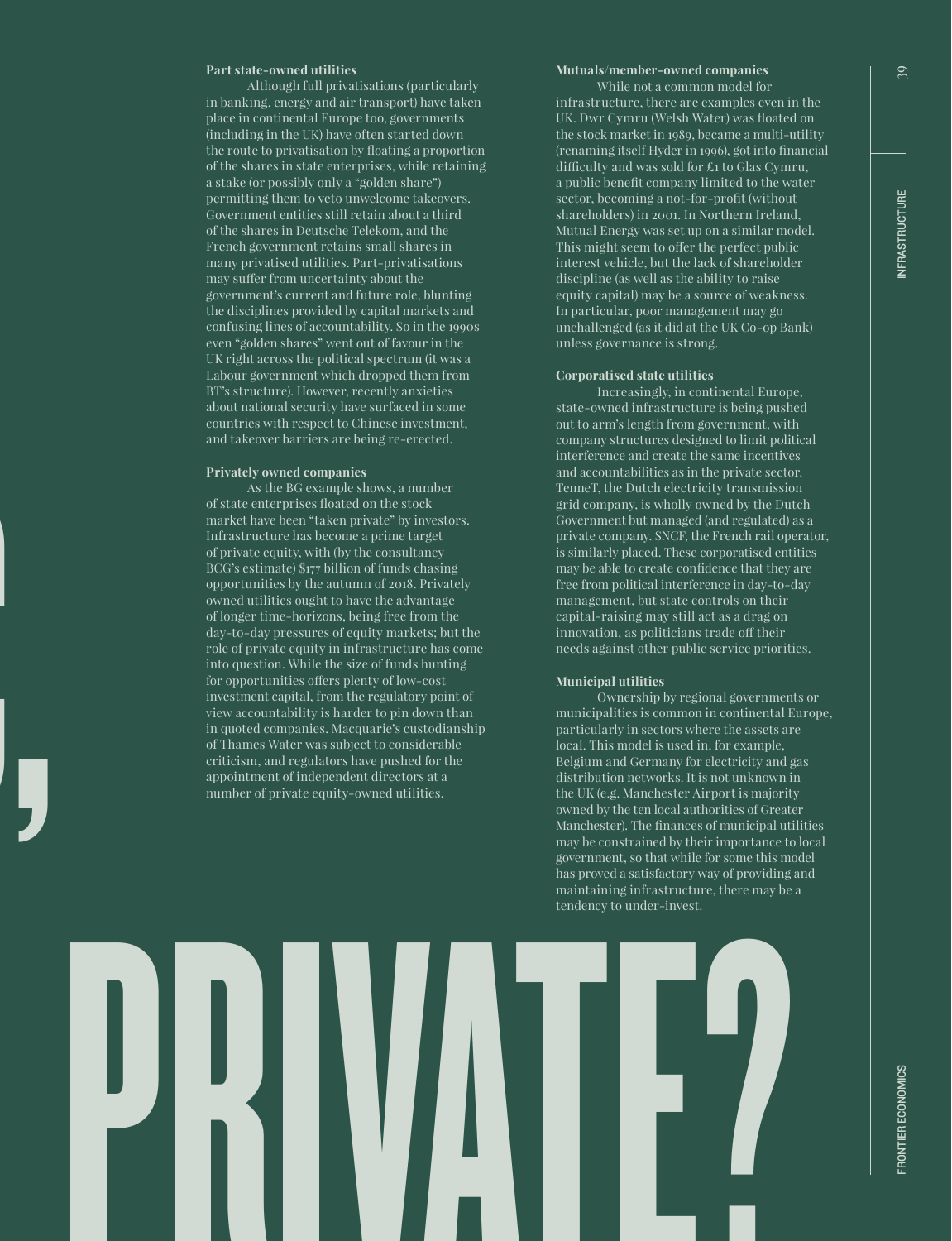### Part state-owned utilities

Although full privatisations (particularly in banking, energy and air transport) have taken place in continental Europe too, governments (including in the UK) have often started down the route to privatisation by floating a proportion of the shares in state enterprises, while retaining a stake (or possibly only a "golden share") permitting them to veto unwelcome takeovers. Government entities still retain about a third of the shares in Deutsche Telekom, and the French government retains small shares in many privatised utilities. Part-privatisations may suffer from uncertainty about the government's current and future role, blunting the disciplines provided by capital markets and confusing lines of accountability. So in the 1990s even "golden shares" went out of favour in the UK right across the political spectrum (it was a Labour government which dropped them from BT's structure). However, recently anxieties about national security have surfaced in some countries with respect to Chinese investment, and takeover barriers are being re-erected.

### Privately owned companies

As the BG example shows, a number of state enterprises floated on the stock market have been "taken private" by investors. Infrastructure has become a prime target of private equity, with (by the consultancy BCG's estimate) $177 billion of funds chasing opportunities by the autumn of 2018. Privately owned utilities ought to have the advantage of longer time-horizons, being free from the day-to-day pressures of equity markets; but the role of private equity in infrastructure has come into question. While the size of funds hunting for opportunities offers plenty of low-cost investment capital, from the regulatory point of view accountability is harder to pin down than in quoted companies. Macquarie's custodianship of Thames Water was subject to considerable criticism, and regulators have pushed for the appointment of independent directors at a number of private equity-owned utilities.

### Mutuals/member-owned companies

While not a common model for infrastructure, there are examples even in the UK. Dwr Cymru (Welsh Water) was floated on the stock market in 1989, became a multi-utility (renaming itself Hyder in 1996), got into financial difficulty and was sold for £1 to Glas Cymru, a public benefit company limited to the water sector, becoming a not-for-profit (without shareholders) in 2001. In Northern Ireland, Mutual Energy was set up on a similar model. This might seem to offer the perfect public interest vehicle, but the lack of shareholder discipline (as well as the ability to raise equity capital) may be a source of weakness. In particular, poor management may go unchallenged (as it did at the UK Co-op Bank) unless governance is strong.

### Corporatised state utilities

Increasingly, in continental Europe, state-owned infrastructure is being pushed out to arm's length from government, with company structures designed to limit political interference and create the same incentives and accountabilities as in the private sector. TenneT, the Dutch electricity transmission grid company, is wholly owned by the Dutch Government but managed (and regulated) as a private company. SNCF, the French rail operator, is similarly placed. These corporatised entities may be able to create confidence that they are free from political interference in day-to-day management, but state controls on their capital-raising may still act as a drag on innovation, as politicians trade off their needs against other public service priorities.

### Municipal utilities

Ownership by regional governments or municipalities is common in continental Europe, particularly in sectors where the assets are local. This model is used in, for example, Belgium and Germany for electricity and gas distribution networks. It is not unknown in the UK (e.g. Manchester Airport is majority owned by the ten local authorities of Greater Manchester). The finances of municipal utilities may be constrained by their importance to local government, so that while for some this model has proved a satisfactory way of providing and maintaining infrastructure, there may be a tendency to under-invest.

# PRIVATE?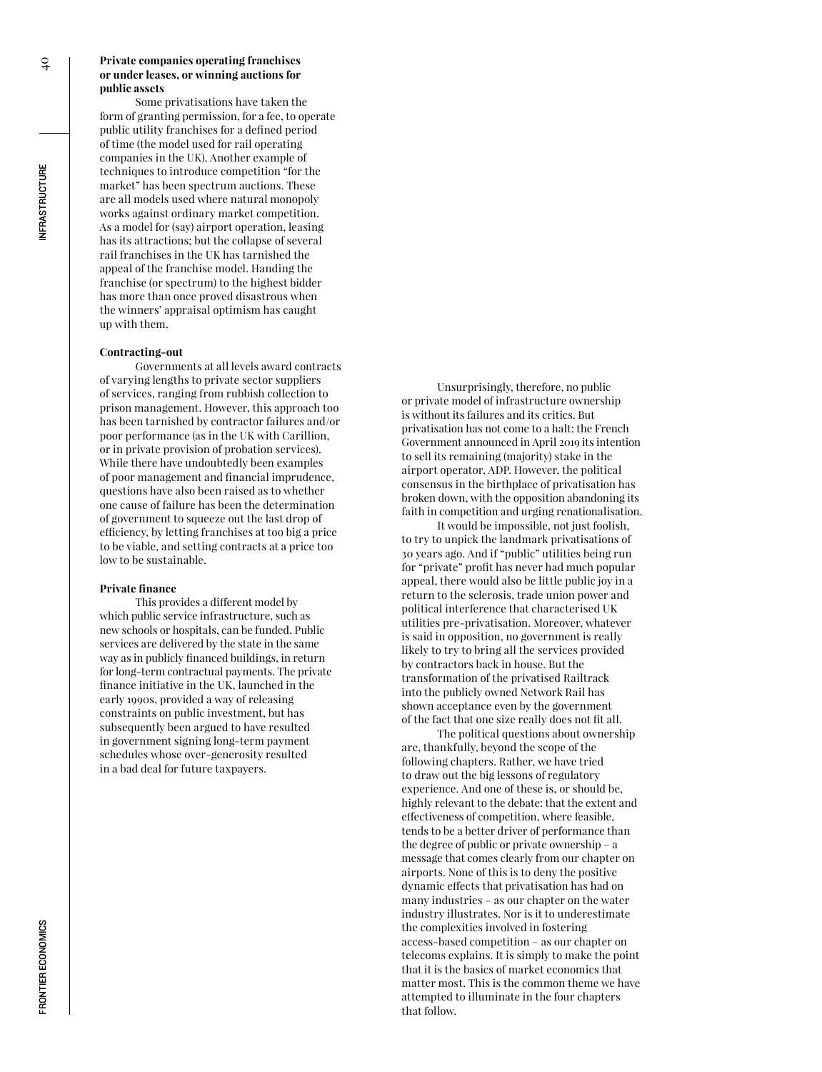### Private companies operating franchises or under leases, or winning auctions for public assets

Some privatisations have taken the form of granting permission, for a fee, to operate public utility franchises for a defined period of time (the model used for rail operating companies in the UK). Another example of techniques to introduce competition "for the market" has been spectrum auctions. These are all models used where natural monopoly works against ordinary market competition. As a model for (say) airport operation, leasing has its attractions; but the collapse of several rail franchises in the UK has tarnished the appeal of the franchise model. Handing the franchise (or spectrum) to the highest bidder has more than once proved disastrous when the winners' appraisal optimism has caught up with them.

### Contracting-out

Governments at all levels award contracts of varying lengths to private sector suppliers of services, ranging from rubbish collection to prison management. However, this approach too has been tarnished by contractor failures and/or poor performance (as in the UK with Carillion, or in private provision of probation services). While there have undoubtedly been examples of poor management and financial imprudence, questions have also been raised as to whether one cause of failure has been the determination of government to squeeze out the last drop of efficiency, by letting franchises at too big a price to be viable, and setting contracts at a price too low to be sustainable.

### Private finance

This provides a different model by which public service infrastructure, such as new schools or hospitals, can be funded. Public services are delivered by the state in the same way as in publicly financed buildings, in return for long-term contractual payments. The private finance initiative in the UK, launched in the early 1990s, provided a way of releasing constraints on public investment, but has subsequently been argued to have resulted in government signing long-term payment schedules whose over-generosity resulted in a bad deal for future taxpayers.

Unsurprisingly, therefore, no public or private model of infrastructure ownership is without its failures and its critics. But privatisation has not come to a halt: the French Government announced in April 2019 its intention to sell its remaining (majority) stake in the airport operator, ADP. However, the political consensus in the birthplace of privatisation has broken down, with the opposition abandoning its faith in competition and urging renationalisation.

It would be impossible, not just foolish, to try to unpick the landmark privatisations of 30 years ago. And if "public" utilities being run for "private" profit has never had much popular appeal, there would also be little public joy in a return to the sclerosis, trade union power and political interference that characterised UK utilities pre-privatisation. Moreover, whatever is said in opposition, no government is really likely to try to bring all the services provided by contractors back in house. But the transformation of the privatised Railtrack into the publicly owned Network Rail has shown acceptance even by the government of the fact that one size really does not fit all.

The political questions about ownership are, thankfully, beyond the scope of the following chapters. Rather, we have tried to draw out the big lessons of regulatory experience. And one of these is, or should be, highly relevant to the debate: that the extent and effectiveness of competition, where feasible, tends to be a better driver of performance than the degree of public or private ownership – a message that comes clearly from our chapter on airports. None of this is to deny the positive dynamic effects that privatisation has had on many industries – as our chapter on the water industry illustrates. Nor is it to underestimate the complexities involved in fostering access-based competition – as our chapter on telecoms explains. It is simply to make the point that it is the basics of market economics that matter most. This is the common theme we have attempted to illuminate in the four chapters that follow.